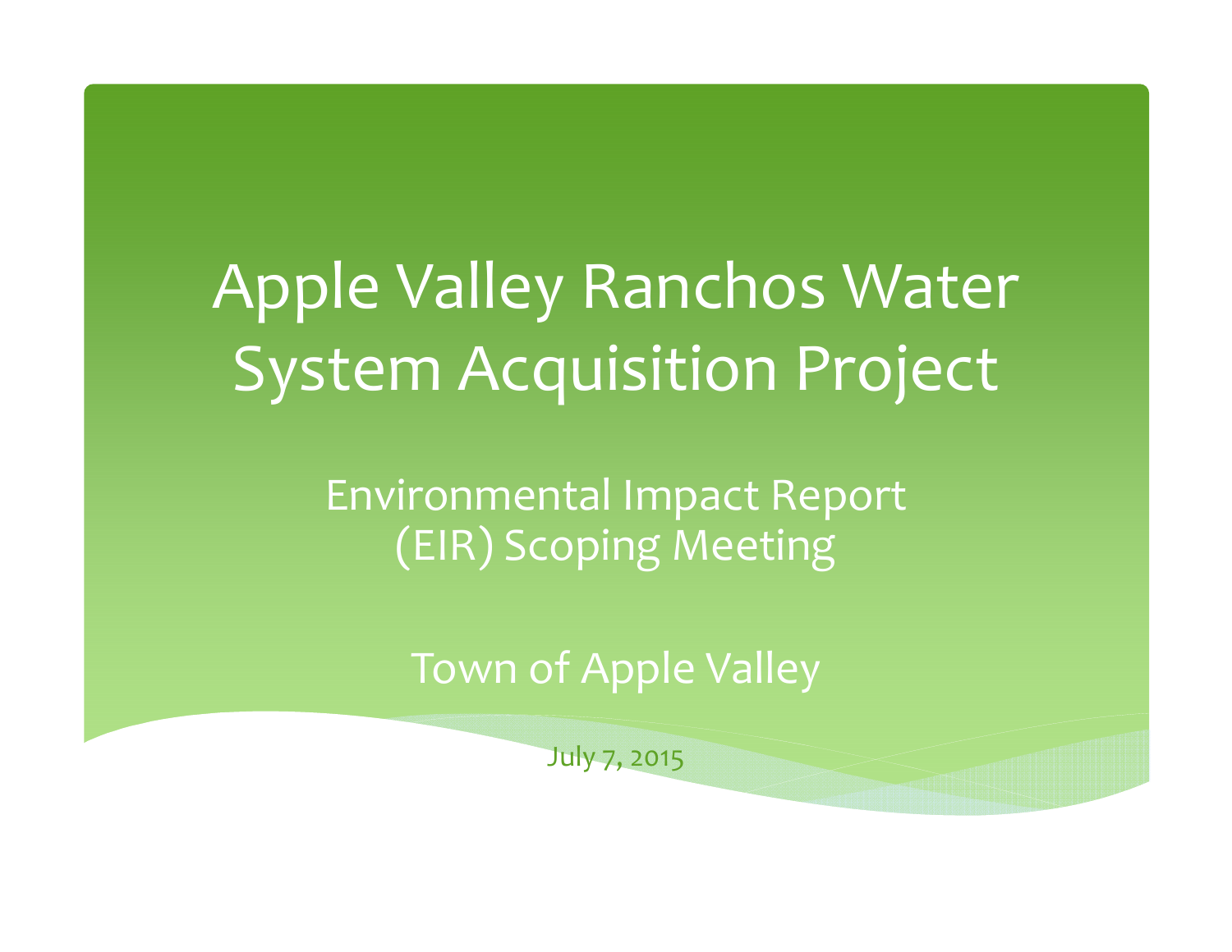# Apple Valley Ranchos Water System Acquisition Project

## Environmental Impact Report (EIR) Scoping Meeting

Town of Apple Valley

July 7, 2015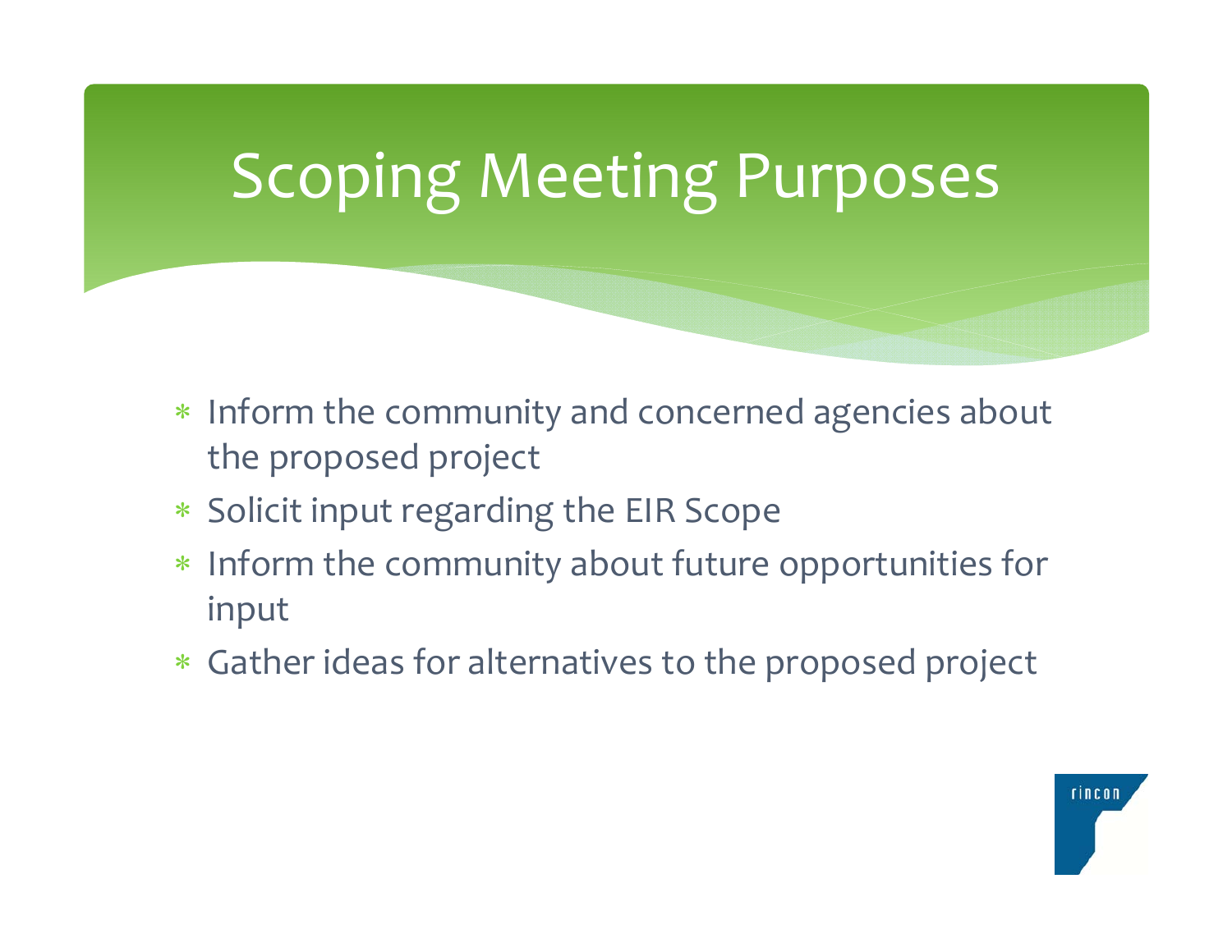# Scoping Meeting Purposes

* Inform the community and concerned agencies about the proposed project
* Solicit input regarding the EIR Scope
* Inform the community about future opportunities for input
* Gather ideas for alternatives to the proposed project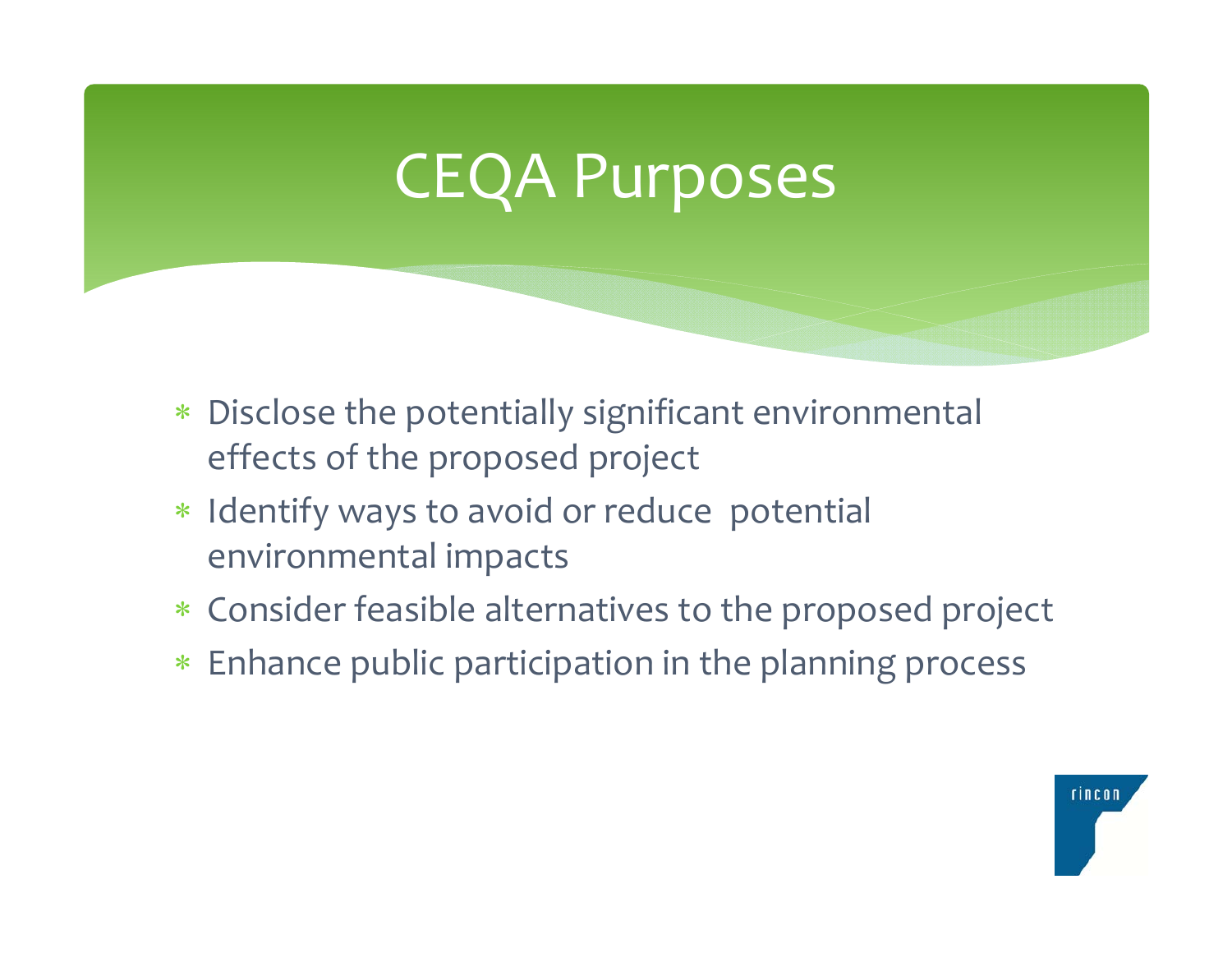# CEQA Purposes

- Disclose the potentially significant environmental effects of the proposed project
- Identify ways to avoid or reduce potential environmental impacts
- Consider feasible alternatives to the proposed project
- Enhance public participation in the planning process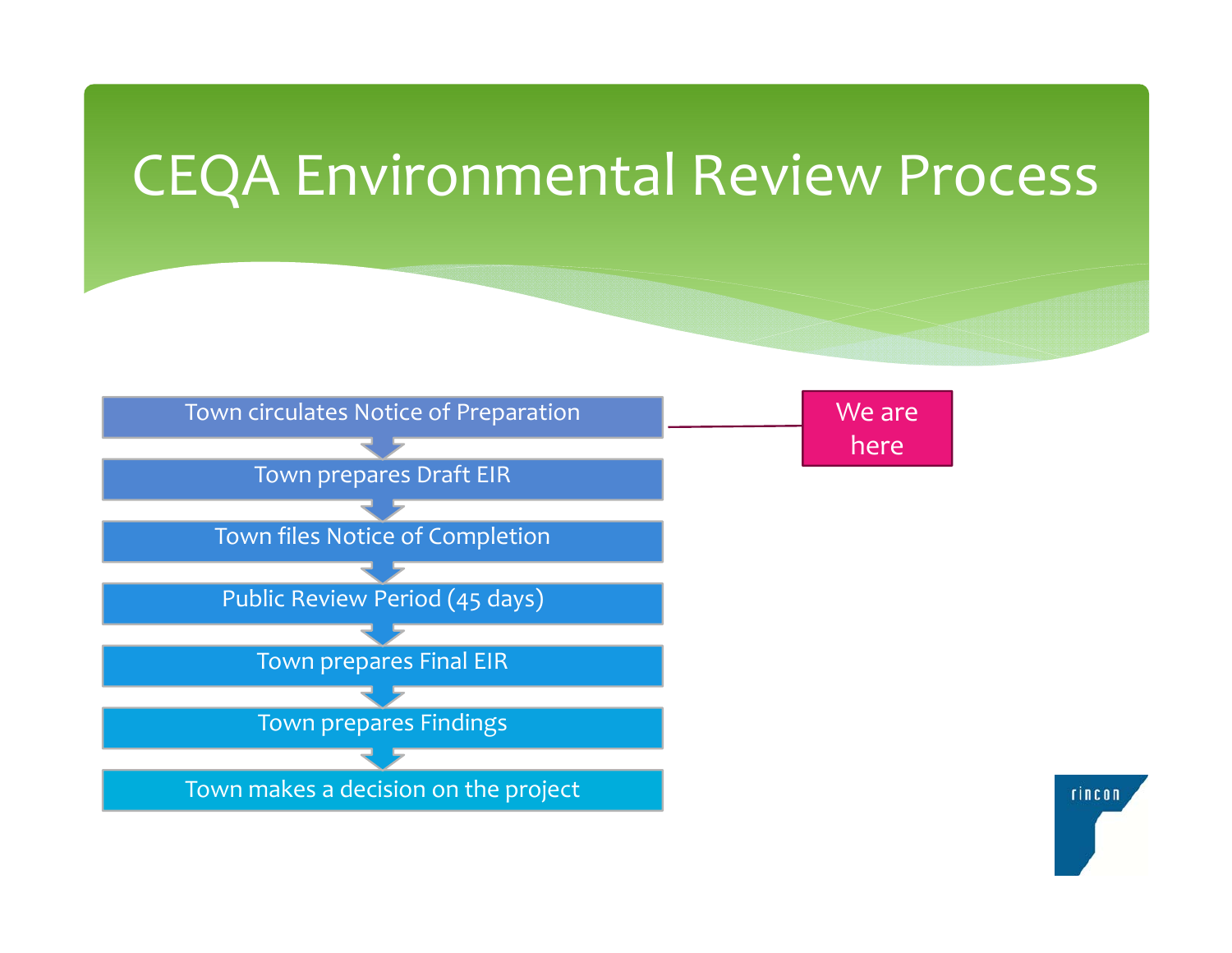# CEQA Environmental Review Process

1. Town circulates Notice of Preparation ← **We are here**
2. Town prepares Draft EIR
3. Town files Notice of Completion
4. Public Review Period (45 days)
5. Town prepares Final EIR
6. Town prepares Findings
7. Town makes a decision on the project

rincon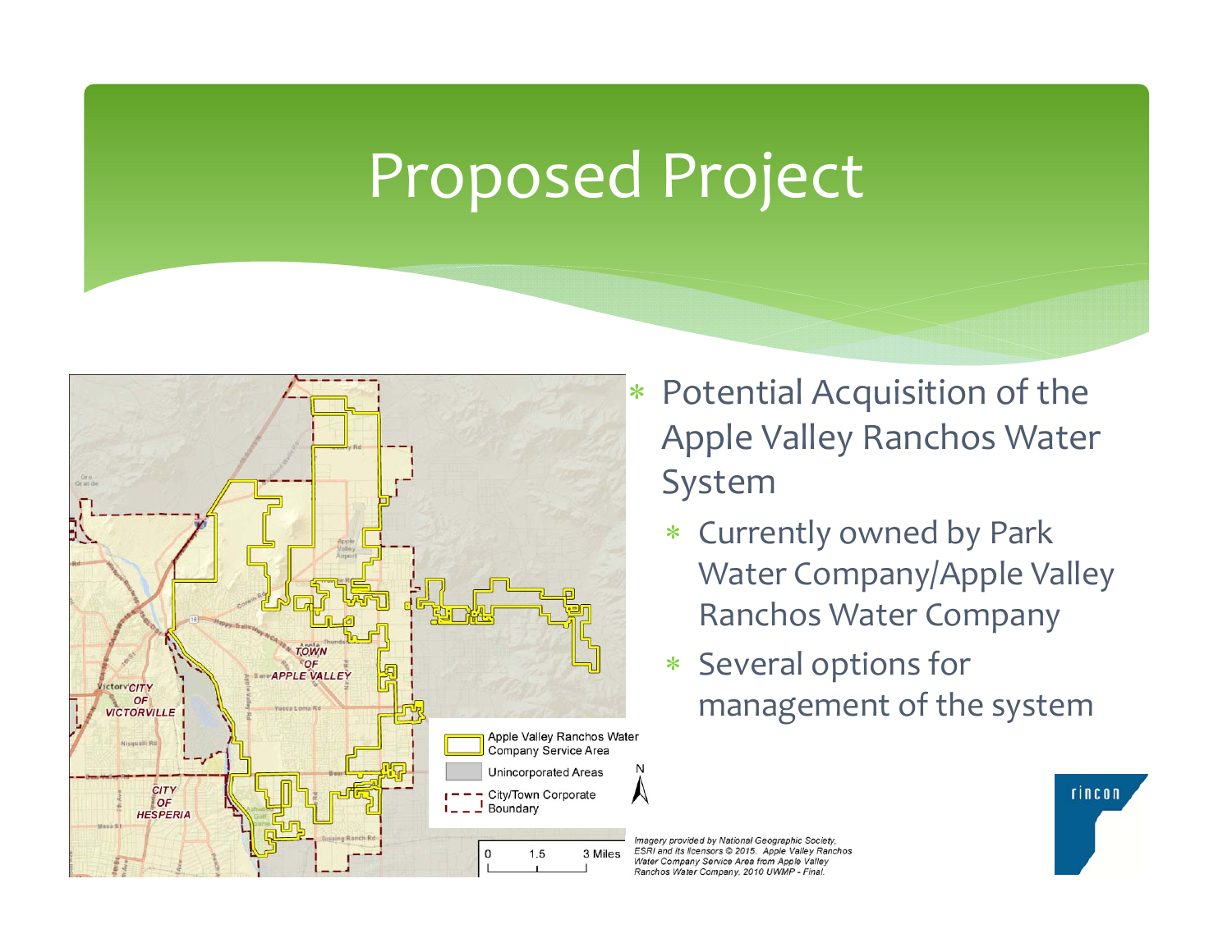# Proposed Project

- Potential Acquisition of the Apple Valley Ranchos Water System
  - Currently owned by Park Water Company/Apple Valley Ranchos Water Company
  - Several options for management of the system

Apple Valley Ranchos Water Company Service Area

Unincorporated Areas

City/Town Corporate Boundary

0 1.5 3 Miles

*Imagery provided by National Geographic Society, ESRI and its licensors © 2015. Apple Valley Ranchos Water Company Service Area from Apple Valley Ranchos Water Company, 2010 UWMP - Final.*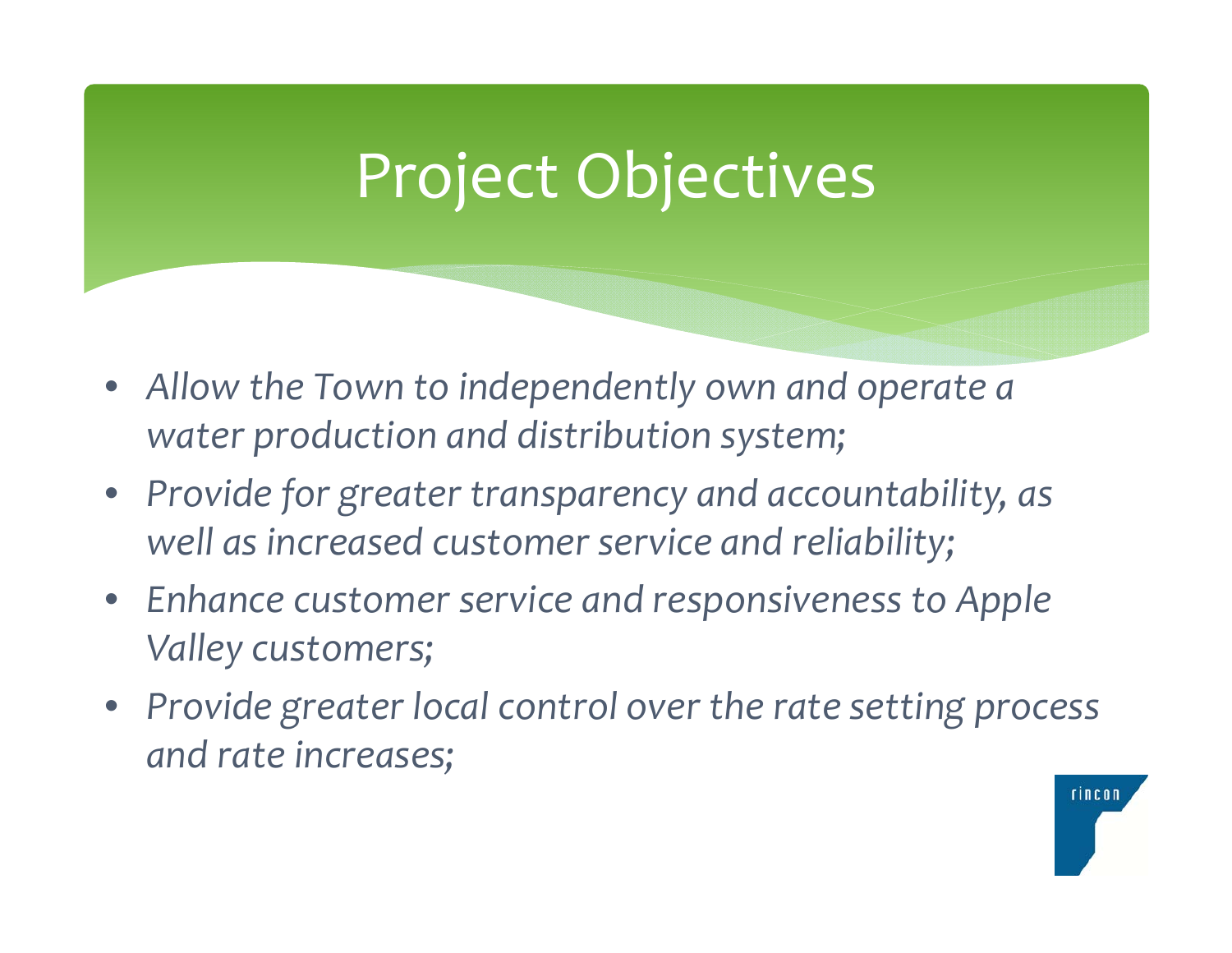# Project Objectives

- *Allow the Town to independently own and operate a water production and distribution system;*
- *Provide for greater transparency and accountability, as well as increased customer service and reliability;*
- *Enhance customer service and responsiveness to Apple Valley customers;*
- *Provide greater local control over the rate setting process and rate increases;*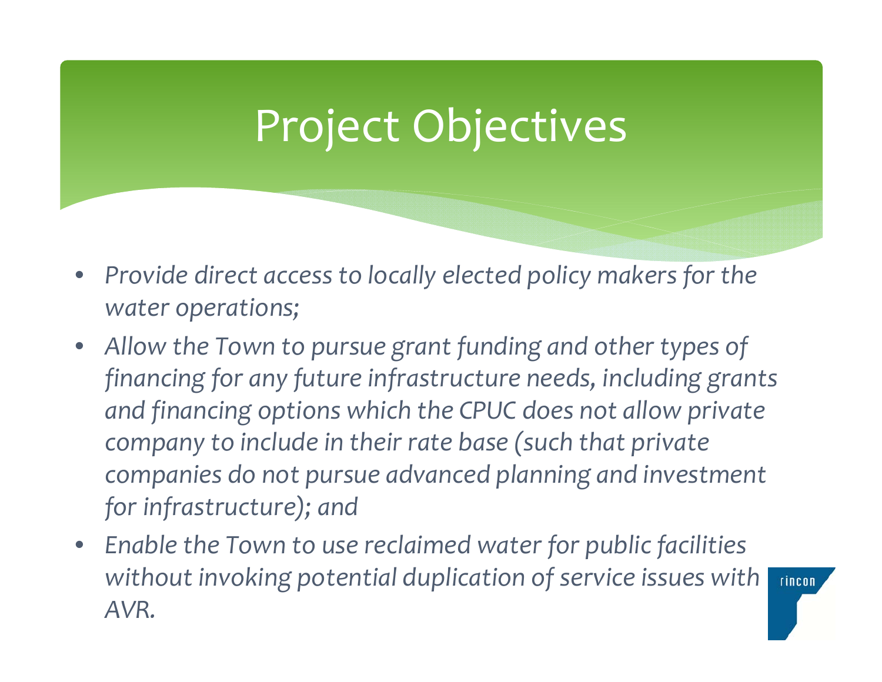# Project Objectives

- *Provide direct access to locally elected policy makers for the water operations;*
- *Allow the Town to pursue grant funding and other types of financing for any future infrastructure needs, including grants and financing options which the CPUC does not allow private company to include in their rate base (such that private companies do not pursue advanced planning and investment for infrastructure); and*
- *Enable the Town to use reclaimed water for public facilities without invoking potential duplication of service issues with AVR.*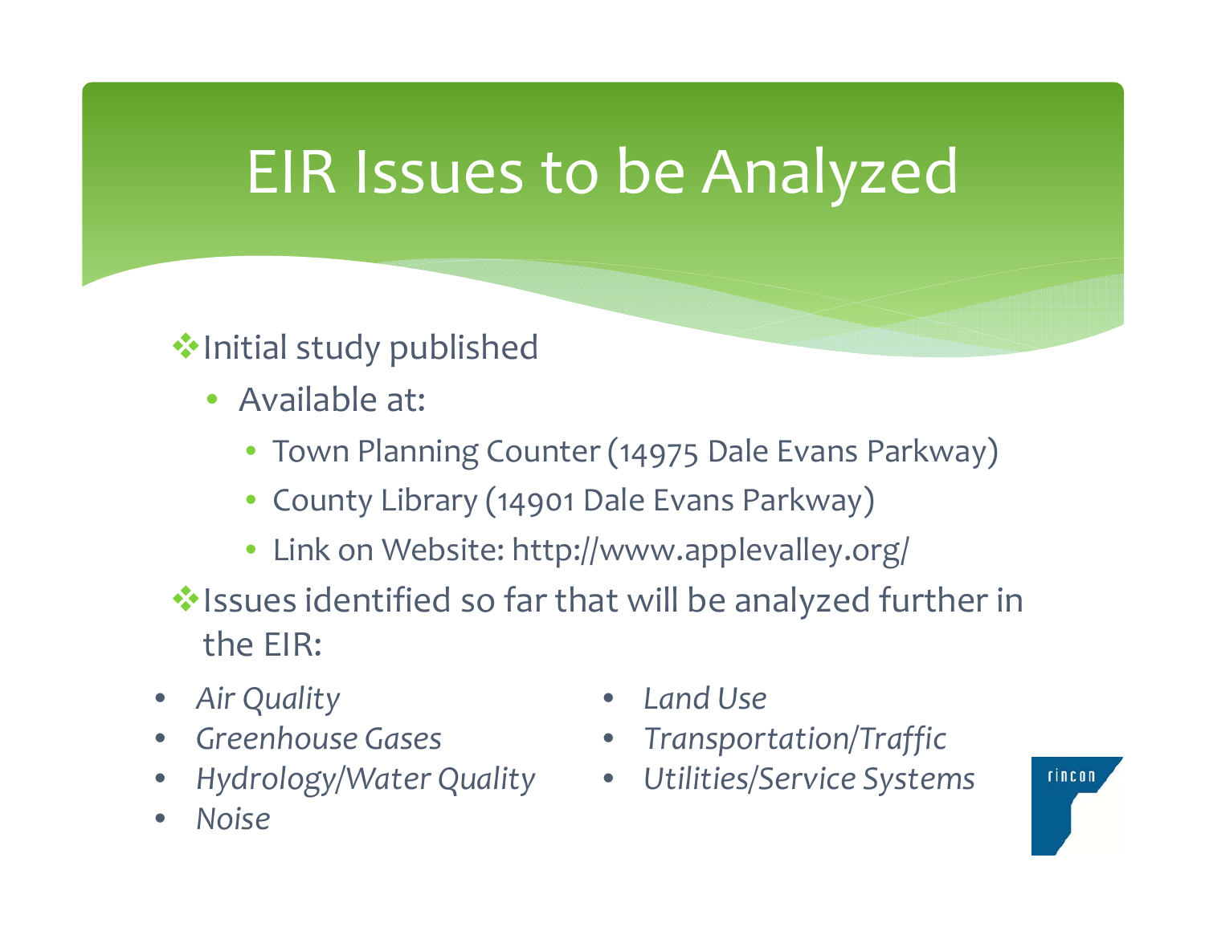# EIR Issues to be Analyzed

- Initial study published
  - Available at:
    - Town Planning Counter (14975 Dale Evans Parkway)
    - County Library (14901 Dale Evans Parkway)
    - Link on Website: http://www.applevalley.org/
- Issues identified so far that will be analyzed further in the EIR:

- *Air Quality*
- *Greenhouse Gases*
- *Hydrology/Water Quality*
- *Noise*
- *Land Use*
- *Transportation/Traffic*
- *Utilities/Service Systems*

rincon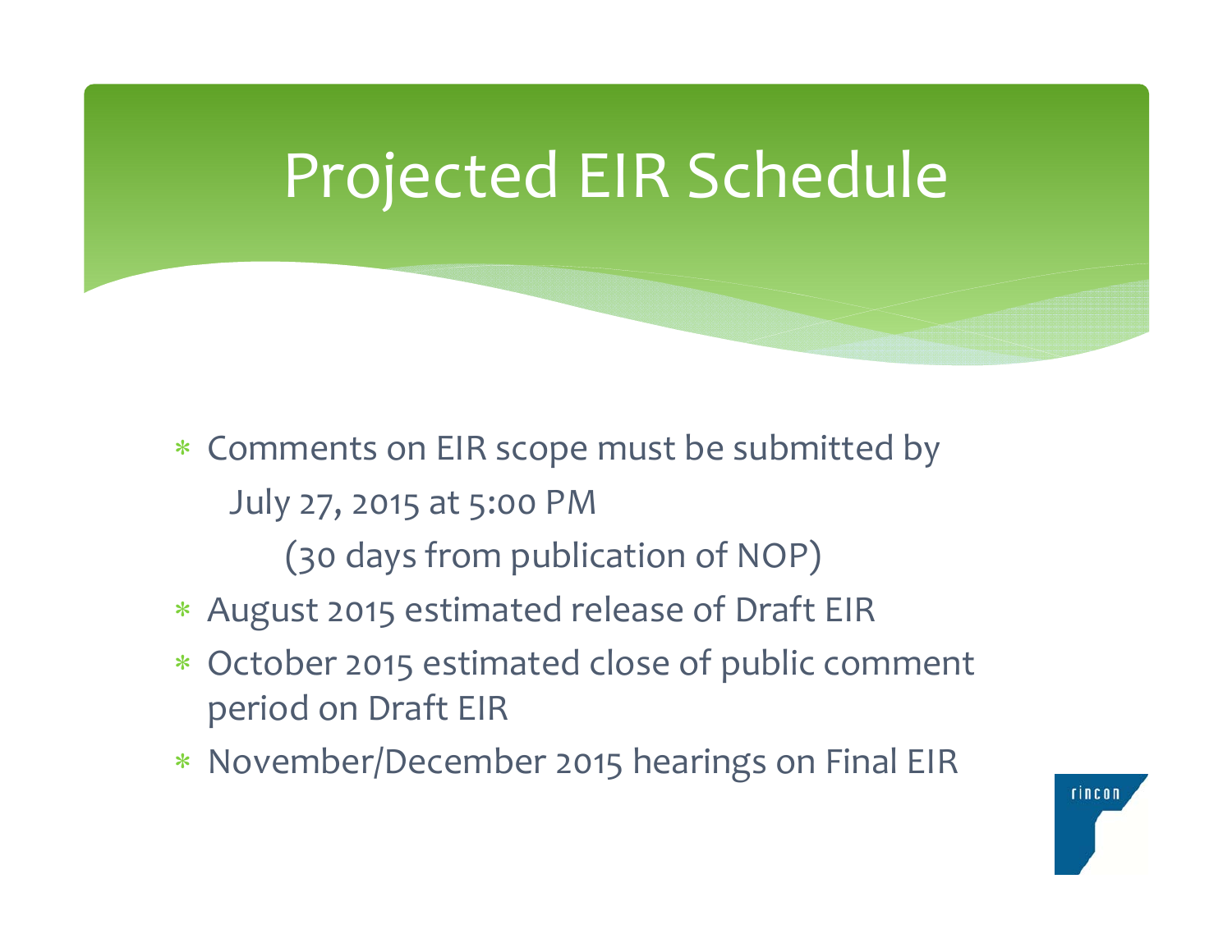# Projected EIR Schedule

* Comments on EIR scope must be submitted by
  July 27, 2015 at 5:00 PM
  (30 days from publication of NOP)
* August 2015 estimated release of Draft EIR
* October 2015 estimated close of public comment period on Draft EIR
* November/December 2015 hearings on Final EIR

rincon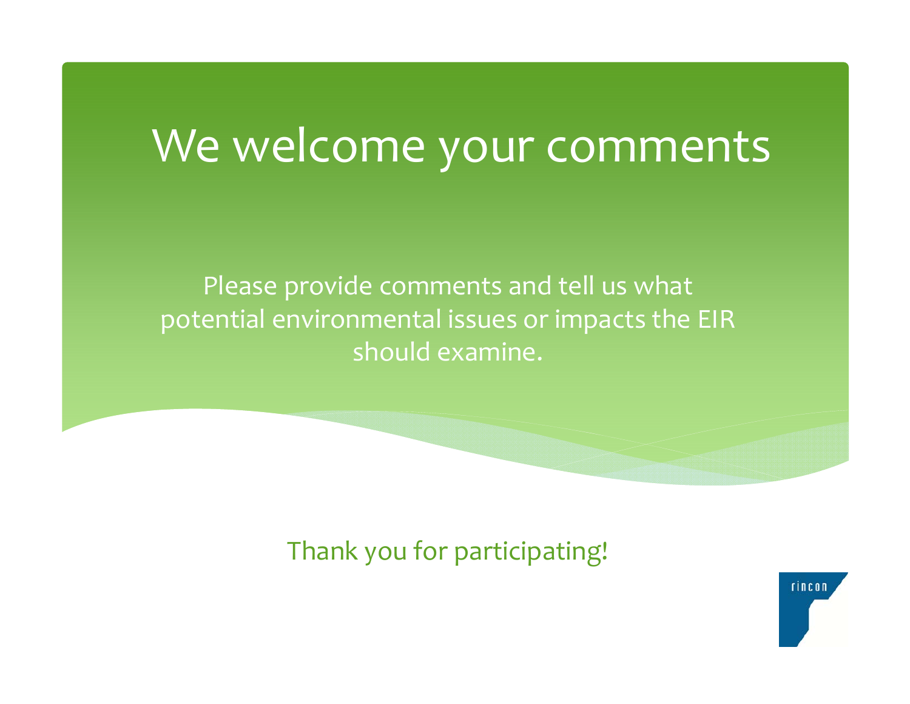# We welcome your comments

Please provide comments and tell us what potential environmental issues or impacts the EIR should examine.

Thank you for participating!

rincon